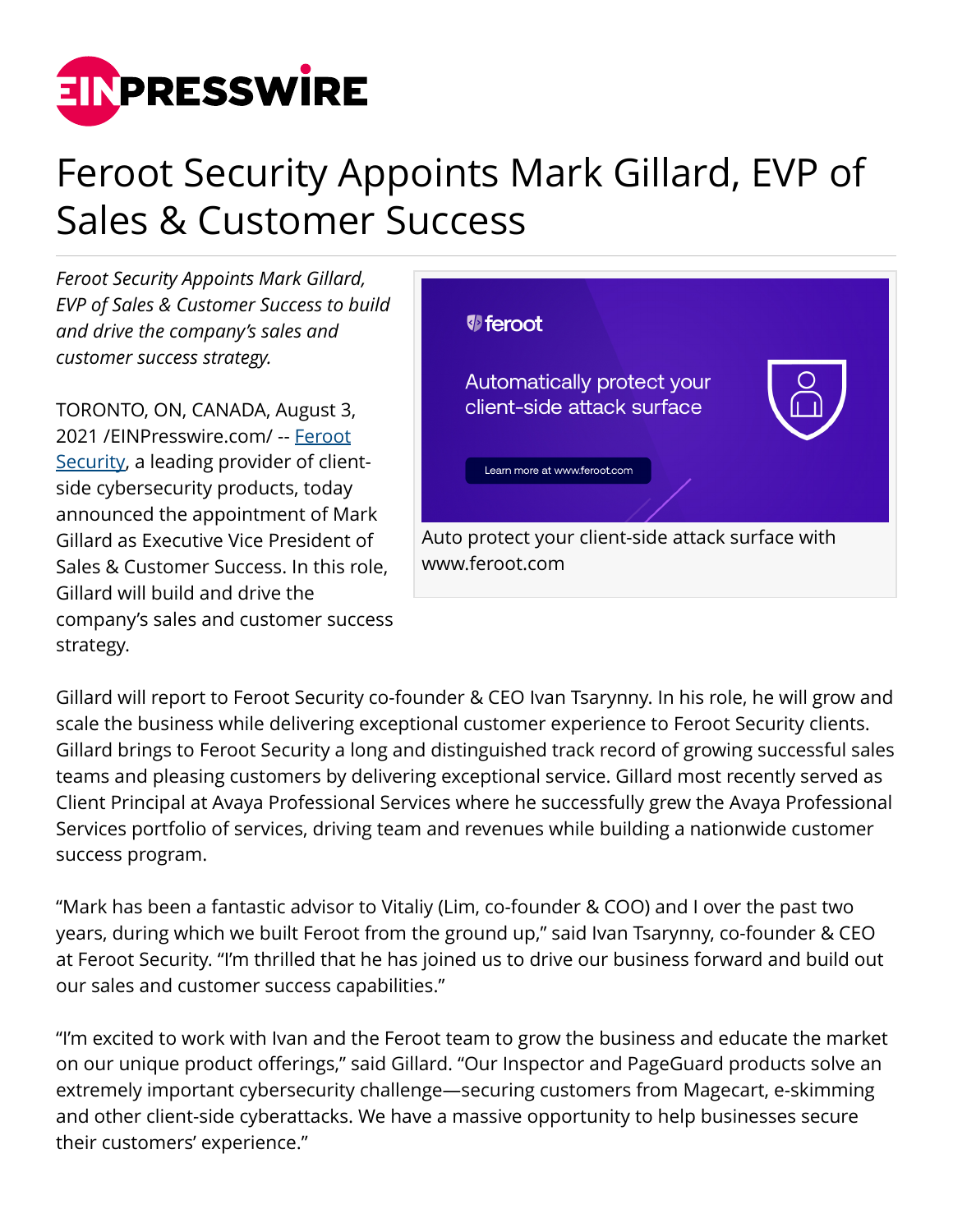# Feroot Security Appoints Mark Gillard, EVP of Sales & Customer Success

*Feroot Security Appoints Mark Gillard, EVP of Sales & Customer Success to build and drive the company's sales and customer success strategy.*

Auto protect your client-side attack surface with www.feroot.com

TORONTO, ON, CANADA, August 3, 2021 /EINPresswire.com/ -- Feroot Security, a leading provider of client-side cybersecurity products, today announced the appointment of Mark Gillard as Executive Vice President of Sales & Customer Success. In this role, Gillard will build and drive the company's sales and customer success strategy.

Gillard will report to Feroot Security co-founder & CEO Ivan Tsarynny. In his role, he will grow and scale the business while delivering exceptional customer experience to Feroot Security clients. Gillard brings to Feroot Security a long and distinguished track record of growing successful sales teams and pleasing customers by delivering exceptional service. Gillard most recently served as Client Principal at Avaya Professional Services where he successfully grew the Avaya Professional Services portfolio of services, driving team and revenues while building a nationwide customer success program.

"Mark has been a fantastic advisor to Vitaliy (Lim, co-founder & COO) and I over the past two years, during which we built Feroot from the ground up," said Ivan Tsarynny, co-founder & CEO at Feroot Security. "I'm thrilled that he has joined us to drive our business forward and build out our sales and customer success capabilities."

"I'm excited to work with Ivan and the Feroot team to grow the business and educate the market on our unique product offerings," said Gillard. "Our Inspector and PageGuard products solve an extremely important cybersecurity challenge—securing customers from Magecart, e-skimming and other client-side cyberattacks. We have a massive opportunity to help businesses secure their customers' experience."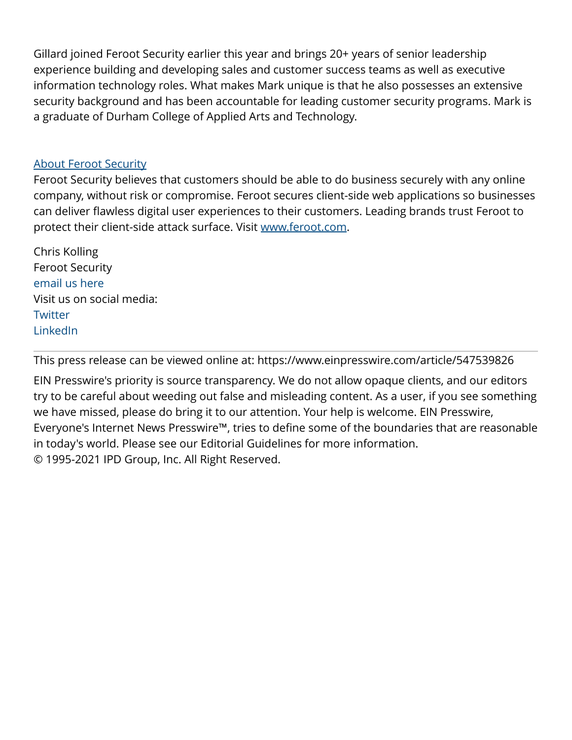Gillard joined Feroot Security earlier this year and brings 20+ years of senior leadership experience building and developing sales and customer success teams as well as executive information technology roles. What makes Mark unique is that he also possesses an extensive security background and has been accountable for leading customer security programs. Mark is a graduate of Durham College of Applied Arts and Technology.

About Feroot Security
Feroot Security believes that customers should be able to do business securely with any online company, without risk or compromise. Feroot secures client-side web applications so businesses can deliver flawless digital user experiences to their customers. Leading brands trust Feroot to protect their client-side attack surface. Visit www.feroot.com.

Chris Kolling
Feroot Security
email us here
Visit us on social media:
Twitter
LinkedIn

---

This press release can be viewed online at: https://www.einpresswire.com/article/547539826

EIN Presswire's priority is source transparency. We do not allow opaque clients, and our editors try to be careful about weeding out false and misleading content. As a user, if you see something we have missed, please do bring it to our attention. Your help is welcome. EIN Presswire, Everyone's Internet News Presswire™, tries to define some of the boundaries that are reasonable in today's world. Please see our Editorial Guidelines for more information.
© 1995-2021 IPD Group, Inc. All Right Reserved.